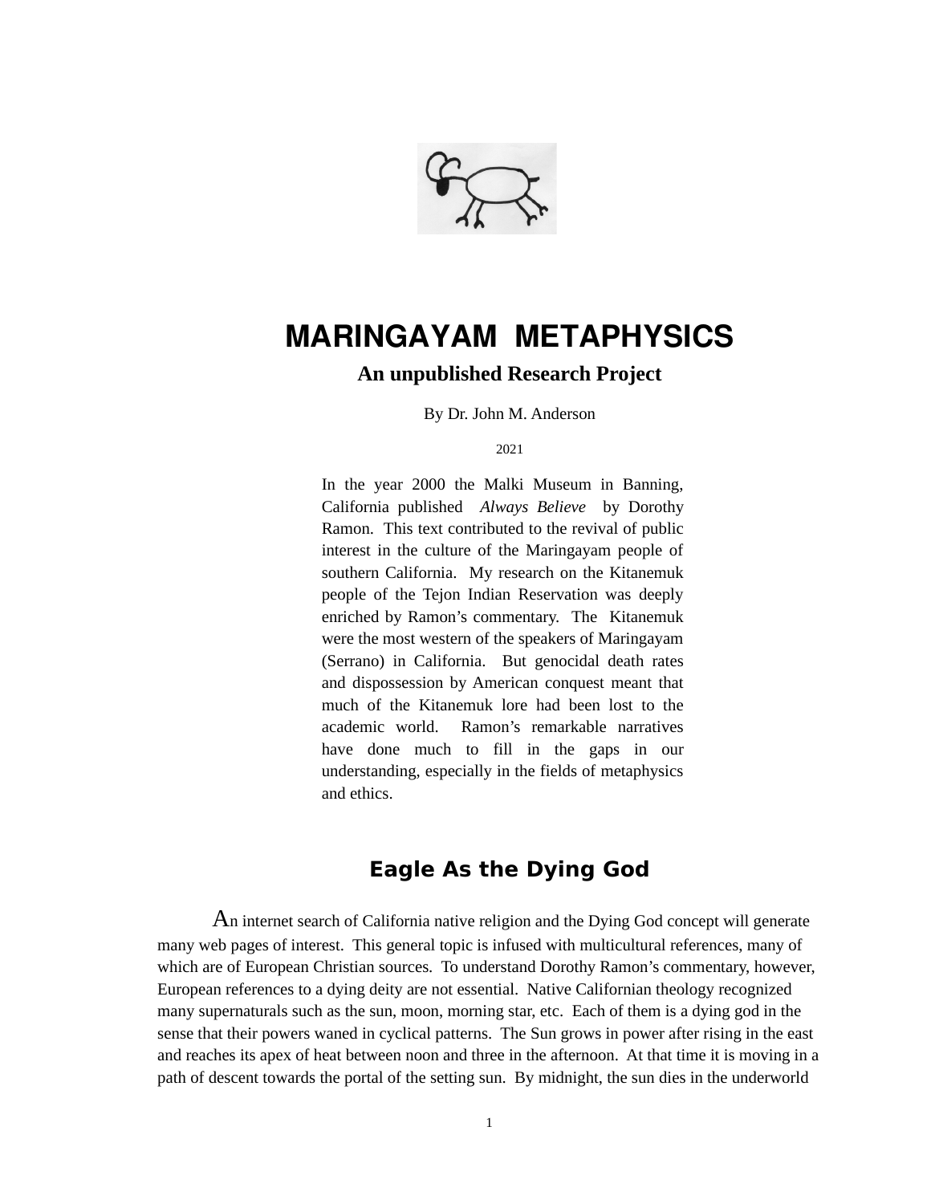# MARINGAYAM METAPHYSICS

**An unpublished Research Project**

By Dr. John M. Anderson

2021

In the year 2000 the Malki Museum in Banning, California published *Always Believe* by Dorothy Ramon. This text contributed to the revival of public interest in the culture of the Maringayam people of southern California. My research on the Kitanemuk people of the Tejon Indian Reservation was deeply enriched by Ramon's commentary. The Kitanemuk were the most western of the speakers of Maringayam (Serrano) in California. But genocidal death rates and dispossession by American conquest meant that much of the Kitanemuk lore had been lost to the academic world. Ramon's remarkable narratives have done much to fill in the gaps in our understanding, especially in the fields of metaphysics and ethics.

## Eagle As the Dying God

An internet search of California native religion and the Dying God concept will generate many web pages of interest. This general topic is infused with multicultural references, many of which are of European Christian sources. To understand Dorothy Ramon's commentary, however, European references to a dying deity are not essential. Native Californian theology recognized many supernaturals such as the sun, moon, morning star, etc. Each of them is a dying god in the sense that their powers waned in cyclical patterns. The Sun grows in power after rising in the east and reaches its apex of heat between noon and three in the afternoon. At that time it is moving in a path of descent towards the portal of the setting sun. By midnight, the sun dies in the underworld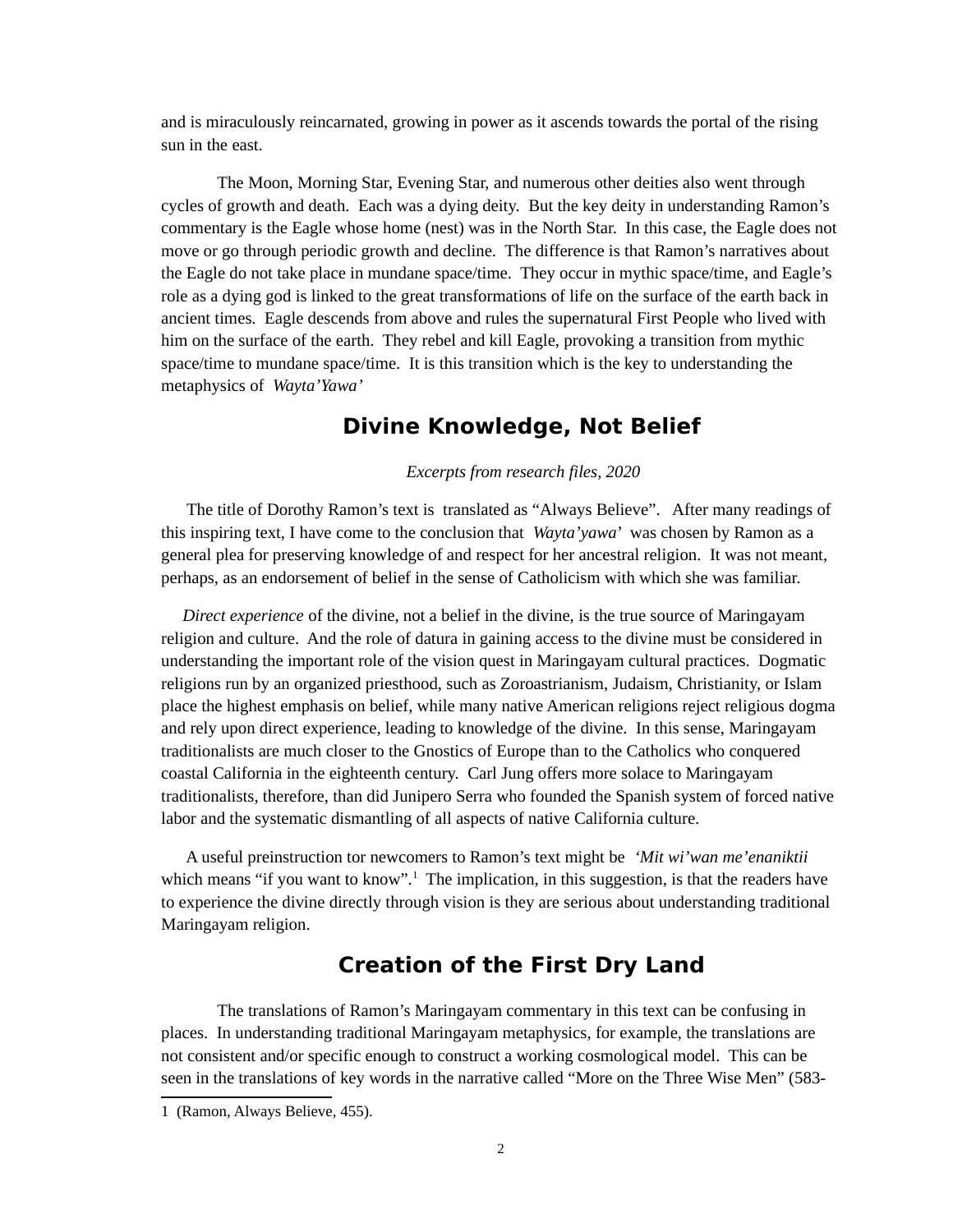and is miraculously reincarnated, growing in power as it ascends towards the portal of the rising sun in the east.

The Moon, Morning Star, Evening Star, and numerous other deities also went through cycles of growth and death. Each was a dying deity. But the key deity in understanding Ramon's commentary is the Eagle whose home (nest) was in the North Star. In this case, the Eagle does not move or go through periodic growth and decline. The difference is that Ramon's narratives about the Eagle do not take place in mundane space/time. They occur in mythic space/time, and Eagle's role as a dying god is linked to the great transformations of life on the surface of the earth back in ancient times. Eagle descends from above and rules the supernatural First People who lived with him on the surface of the earth. They rebel and kill Eagle, provoking a transition from mythic space/time to mundane space/time. It is this transition which is the key to understanding the metaphysics of *Wayta'Yawa'*

## Divine Knowledge, Not Belief

*Excerpts from research files, 2020*

The title of Dorothy Ramon's text is translated as "Always Believe". After many readings of this inspiring text, I have come to the conclusion that *Wayta'yawa*' was chosen by Ramon as a general plea for preserving knowledge of and respect for her ancestral religion. It was not meant, perhaps, as an endorsement of belief in the sense of Catholicism with which she was familiar.

*Direct experience* of the divine, not a belief in the divine, is the true source of Maringayam religion and culture. And the role of datura in gaining access to the divine must be considered in understanding the important role of the vision quest in Maringayam cultural practices. Dogmatic religions run by an organized priesthood, such as Zoroastrianism, Judaism, Christianity, or Islam place the highest emphasis on belief, while many native American religions reject religious dogma and rely upon direct experience, leading to knowledge of the divine. In this sense, Maringayam traditionalists are much closer to the Gnostics of Europe than to the Catholics who conquered coastal California in the eighteenth century. Carl Jung offers more solace to Maringayam traditionalists, therefore, than did Junipero Serra who founded the Spanish system of forced native labor and the systematic dismantling of all aspects of native California culture.

A useful preinstruction tor newcomers to Ramon's text might be *'Mit wi'wan me'enaniktii* which means "if you want to know".[1] The implication, in this suggestion, is that the readers have to experience the divine directly through vision is they are serious about understanding traditional Maringayam religion.

## Creation of the First Dry Land

The translations of Ramon's Maringayam commentary in this text can be confusing in places. In understanding traditional Maringayam metaphysics, for example, the translations are not consistent and/or specific enough to construct a working cosmological model. This can be seen in the translations of key words in the narrative called "More on the Three Wise Men" (583-

---

1 (Ramon, Always Believe, 455).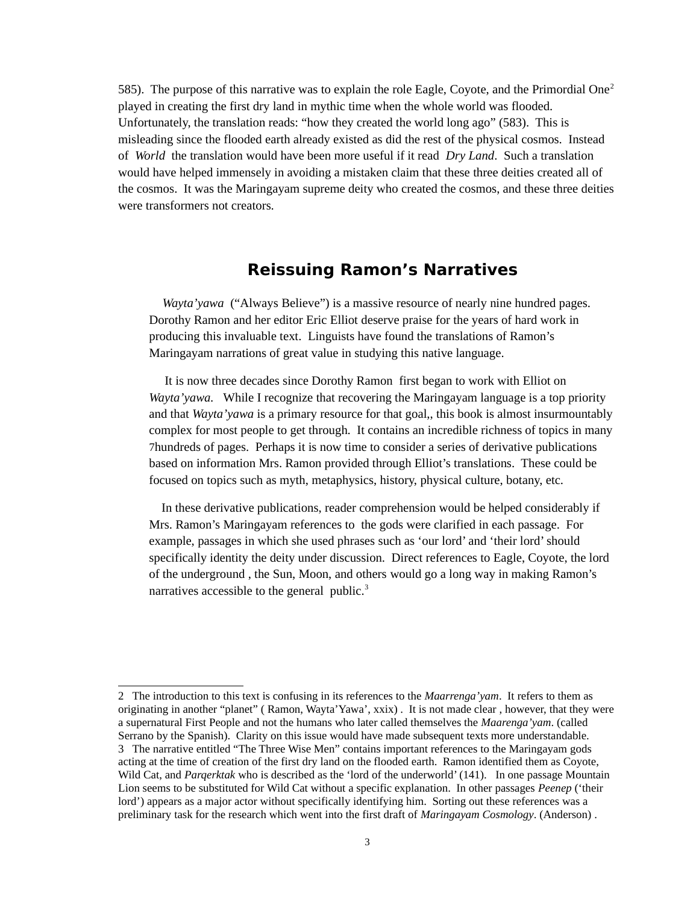585). The purpose of this narrative was to explain the role Eagle, Coyote, and the Primordial One[2] played in creating the first dry land in mythic time when the whole world was flooded. Unfortunately, the translation reads: "how they created the world long ago" (583). This is misleading since the flooded earth already existed as did the rest of the physical cosmos. Instead of *World* the translation would have been more useful if it read *Dry Land*. Such a translation would have helped immensely in avoiding a mistaken claim that these three deities created all of the cosmos. It was the Maringayam supreme deity who created the cosmos, and these three deities were transformers not creators.

## Reissuing Ramon's Narratives

*Wayta'yawa* ("Always Believe") is a massive resource of nearly nine hundred pages. Dorothy Ramon and her editor Eric Elliot deserve praise for the years of hard work in producing this invaluable text. Linguists have found the translations of Ramon's Maringayam narrations of great value in studying this native language.

It is now three decades since Dorothy Ramon first began to work with Elliot on *Wayta'yawa.* While I recognize that recovering the Maringayam language is a top priority and that *Wayta'yawa* is a primary resource for that goal,, this book is almost insurmountably complex for most people to get through. It contains an incredible richness of topics in many 7hundreds of pages. Perhaps it is now time to consider a series of derivative publications based on information Mrs. Ramon provided through Elliot's translations. These could be focused on topics such as myth, metaphysics, history, physical culture, botany, etc.

In these derivative publications, reader comprehension would be helped considerably if Mrs. Ramon's Maringayam references to the gods were clarified in each passage. For example, passages in which she used phrases such as 'our lord' and 'their lord' should specifically identity the deity under discussion. Direct references to Eagle, Coyote, the lord of the underground , the Sun, Moon, and others would go a long way in making Ramon's narratives accessible to the general public.[3]

---

2 The introduction to this text is confusing in its references to the *Maarrenga'yam*. It refers to them as originating in another "planet" ( Ramon, Wayta'Yawa', xxix) . It is not made clear , however, that they were a supernatural First People and not the humans who later called themselves the *Maarenga'yam*. (called Serrano by the Spanish). Clarity on this issue would have made subsequent texts more understandable.

3 The narrative entitled "The Three Wise Men" contains important references to the Maringayam gods acting at the time of creation of the first dry land on the flooded earth. Ramon identified them as Coyote, Wild Cat, and *Parqerktak* who is described as the 'lord of the underworld' (141). In one passage Mountain Lion seems to be substituted for Wild Cat without a specific explanation. In other passages *Peenep* ('their lord') appears as a major actor without specifically identifying him. Sorting out these references was a preliminary task for the research which went into the first draft of *Maringayam Cosmology*. (Anderson) .